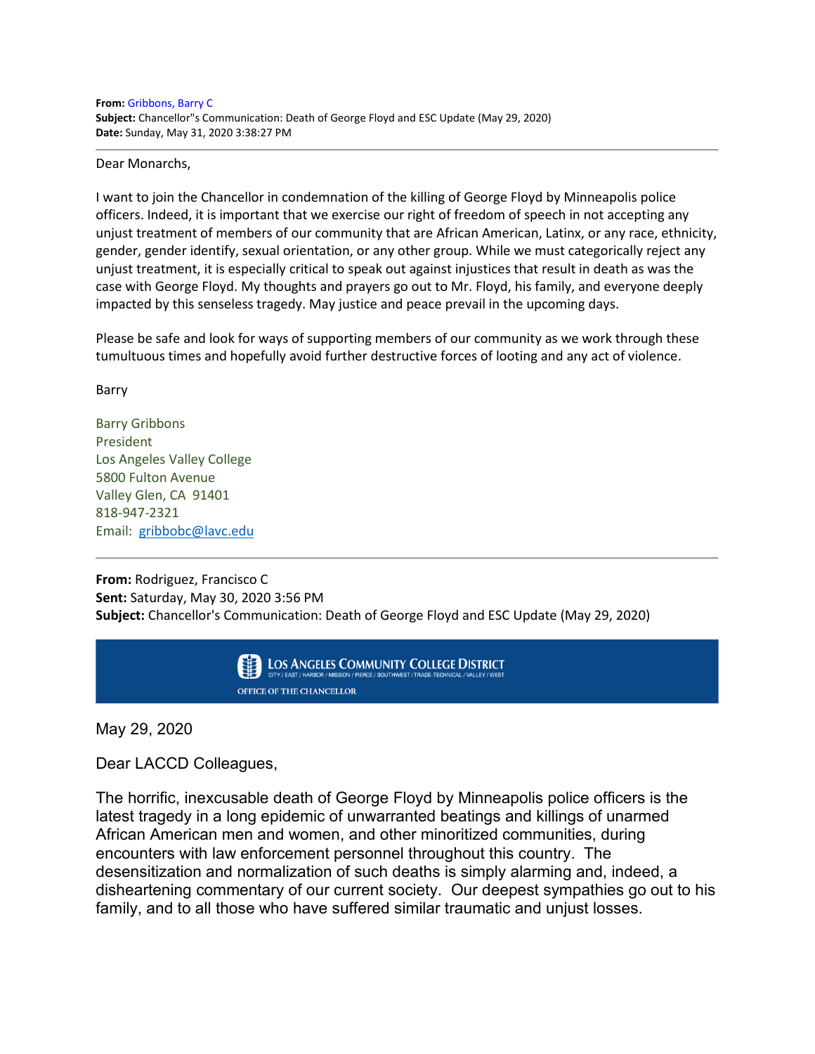**From:** Gribbons, Barry C
**Subject:** Chancellor"s Communication: Death of George Floyd and ESC Update (May 29, 2020)
**Date:** Sunday, May 31, 2020 3:38:27 PM

---

Dear Monarchs,

I want to join the Chancellor in condemnation of the killing of George Floyd by Minneapolis police officers. Indeed, it is important that we exercise our right of freedom of speech in not accepting any unjust treatment of members of our community that are African American, Latinx, or any race, ethnicity, gender, gender identify, sexual orientation, or any other group. While we must categorically reject any unjust treatment, it is especially critical to speak out against injustices that result in death as was the case with George Floyd. My thoughts and prayers go out to Mr. Floyd, his family, and everyone deeply impacted by this senseless tragedy. May justice and peace prevail in the upcoming days.

Please be safe and look for ways of supporting members of our community as we work through these tumultuous times and hopefully avoid further destructive forces of looting and any act of violence.

Barry

Barry Gribbons
President
Los Angeles Valley College
5800 Fulton Avenue
Valley Glen, CA 91401
818-947-2321
Email: gribbobc@lavc.edu

---

**From:** Rodriguez, Francisco C
**Sent:** Saturday, May 30, 2020 3:56 PM
**Subject:** Chancellor's Communication: Death of George Floyd and ESC Update (May 29, 2020)

LOS ANGELES COMMUNITY COLLEGE DISTRICT
CITY / EAST / HARBOR / MISSION / PIERCE / SOUTHWEST / TRADE-TECHNICAL / VALLEY / WEST
OFFICE OF THE CHANCELLOR

May 29, 2020

Dear LACCD Colleagues,

The horrific, inexcusable death of George Floyd by Minneapolis police officers is the latest tragedy in a long epidemic of unwarranted beatings and killings of unarmed African American men and women, and other minoritized communities, during encounters with law enforcement personnel throughout this country. The desensitization and normalization of such deaths is simply alarming and, indeed, a disheartening commentary of our current society. Our deepest sympathies go out to his family, and to all those who have suffered similar traumatic and unjust losses.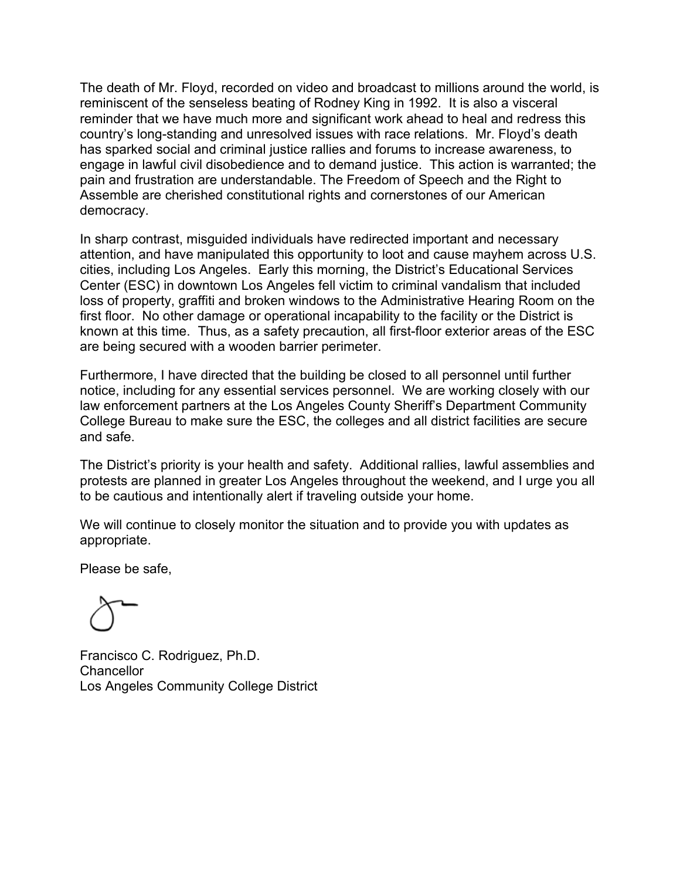The death of Mr. Floyd, recorded on video and broadcast to millions around the world, is reminiscent of the senseless beating of Rodney King in 1992. It is also a visceral reminder that we have much more and significant work ahead to heal and redress this country's long-standing and unresolved issues with race relations. Mr. Floyd's death has sparked social and criminal justice rallies and forums to increase awareness, to engage in lawful civil disobedience and to demand justice. This action is warranted; the pain and frustration are understandable. The Freedom of Speech and the Right to Assemble are cherished constitutional rights and cornerstones of our American democracy.

In sharp contrast, misguided individuals have redirected important and necessary attention, and have manipulated this opportunity to loot and cause mayhem across U.S. cities, including Los Angeles. Early this morning, the District's Educational Services Center (ESC) in downtown Los Angeles fell victim to criminal vandalism that included loss of property, graffiti and broken windows to the Administrative Hearing Room on the first floor. No other damage or operational incapability to the facility or the District is known at this time. Thus, as a safety precaution, all first-floor exterior areas of the ESC are being secured with a wooden barrier perimeter.

Furthermore, I have directed that the building be closed to all personnel until further notice, including for any essential services personnel. We are working closely with our law enforcement partners at the Los Angeles County Sheriff's Department Community College Bureau to make sure the ESC, the colleges and all district facilities are secure and safe.

The District's priority is your health and safety. Additional rallies, lawful assemblies and protests are planned in greater Los Angeles throughout the weekend, and I urge you all to be cautious and intentionally alert if traveling outside your home.

We will continue to closely monitor the situation and to provide you with updates as appropriate.

Please be safe,

Francisco C. Rodriguez, Ph.D.
Chancellor
Los Angeles Community College District